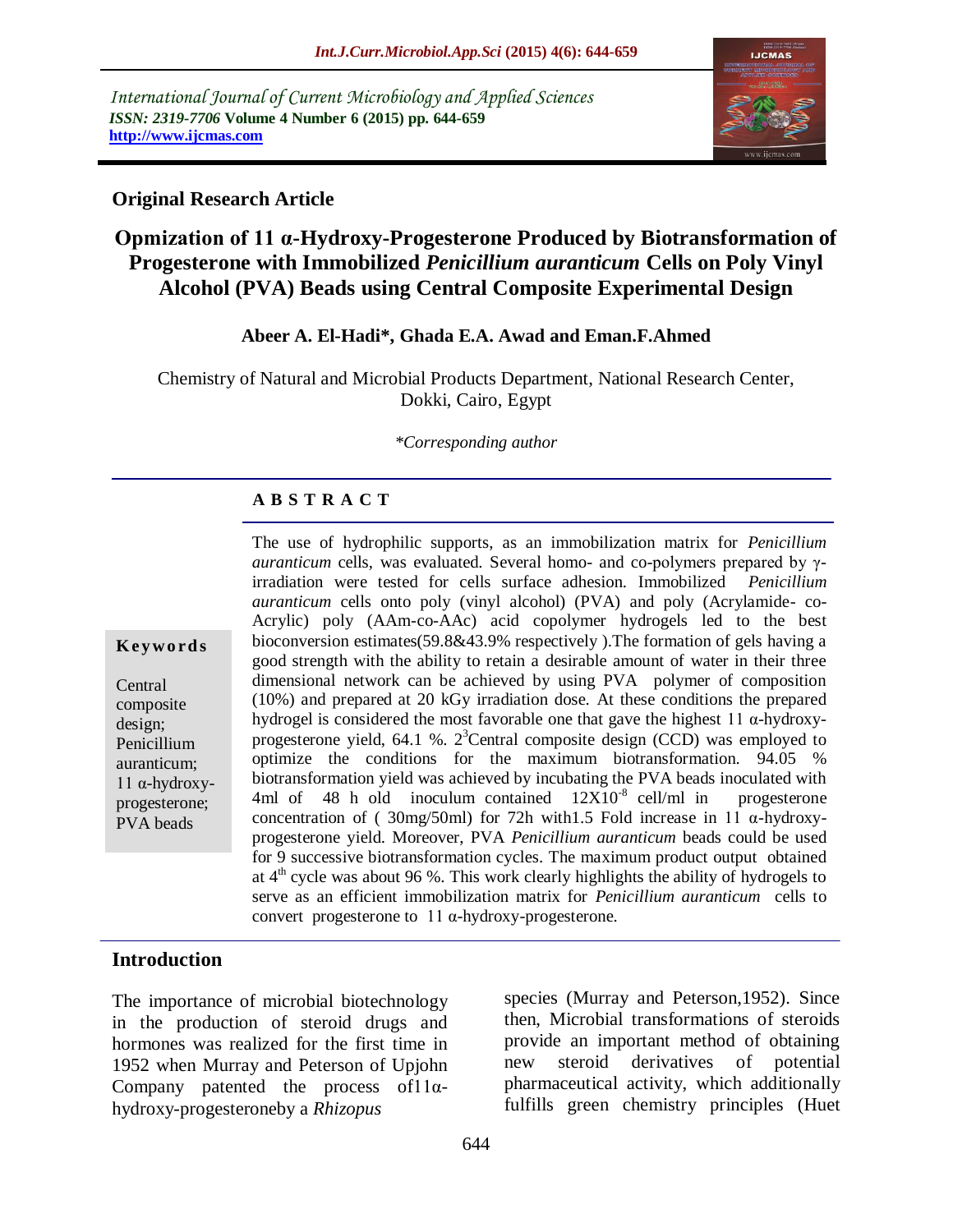International Journal of Current Microbiology and Applied Sciences
*ISSN: 2319-7706* **Volume 4 Number 6 (2015) pp. 644-659**
**http://www.ijcmas.com**

**Original Research Article**

# Opmization of 11 α-Hydroxy-Progesterone Produced by Biotransformation of Progesterone with Immobilized *Penicillium auranticum* Cells on Poly Vinyl Alcohol (PVA) Beads using Central Composite Experimental Design

**Abeer A. El-Hadi*, Ghada E.A. Awad and Eman.F.Ahmed**

Chemistry of Natural and Microbial Products Department, National Research Center, Dokki, Cairo, Egypt

*\*Corresponding author*

## A B S T R A C T

**Keywords**

Central composite design; Penicillium auranticum; 11 α-hydroxy-progesterone; PVA beads

The use of hydrophilic supports, as an immobilization matrix for *Penicillium auranticum* cells, was evaluated. Several homo- and co-polymers prepared by γ-irradiation were tested for cells surface adhesion. Immobilized *Penicillium auranticum* cells onto poly (vinyl alcohol) (PVA) and poly (Acrylamide- co-Acrylic) poly (AAm-co-AAc) acid copolymer hydrogels led to the best bioconversion estimates(59.8&43.9% respectively ).The formation of gels having a good strength with the ability to retain a desirable amount of water in their three dimensional network can be achieved by using PVA polymer of composition (10%) and prepared at 20 kGy irradiation dose. At these conditions the prepared hydrogel is considered the most favorable one that gave the highest 11 α-hydroxy-progesterone yield, 64.1 %. $2^3$Central composite design (CCD) was employed to optimize the conditions for the maximum biotransformation. 94.05 % biotransformation yield was achieved by incubating the PVA beads inoculated with 4ml of 48 h old inoculum contained $12X10^{-8}$ cell/ml in progesterone concentration of ( 30mg/50ml) for 72h with1.5 Fold increase in 11 α-hydroxy-progesterone yield. Moreover, PVA *Penicillium auranticum* beads could be used for 9 successive biotransformation cycles. The maximum product output obtained at $4^{th}$ cycle was about 96 %. This work clearly highlights the ability of hydrogels to serve as an efficient immobilization matrix for *Penicillium auranticum* cells to convert progesterone to 11 α-hydroxy-progesterone.

## Introduction

The importance of microbial biotechnology in the production of steroid drugs and hormones was realized for the first time in 1952 when Murray and Peterson of Upjohn Company patented the process of11α-hydroxy-progesteroneby a *Rhizopus* species (Murray and Peterson,1952). Since then, Microbial transformations of steroids provide an important method of obtaining new steroid derivatives of potential pharmaceutical activity, which additionally fulfills green chemistry principles (Huet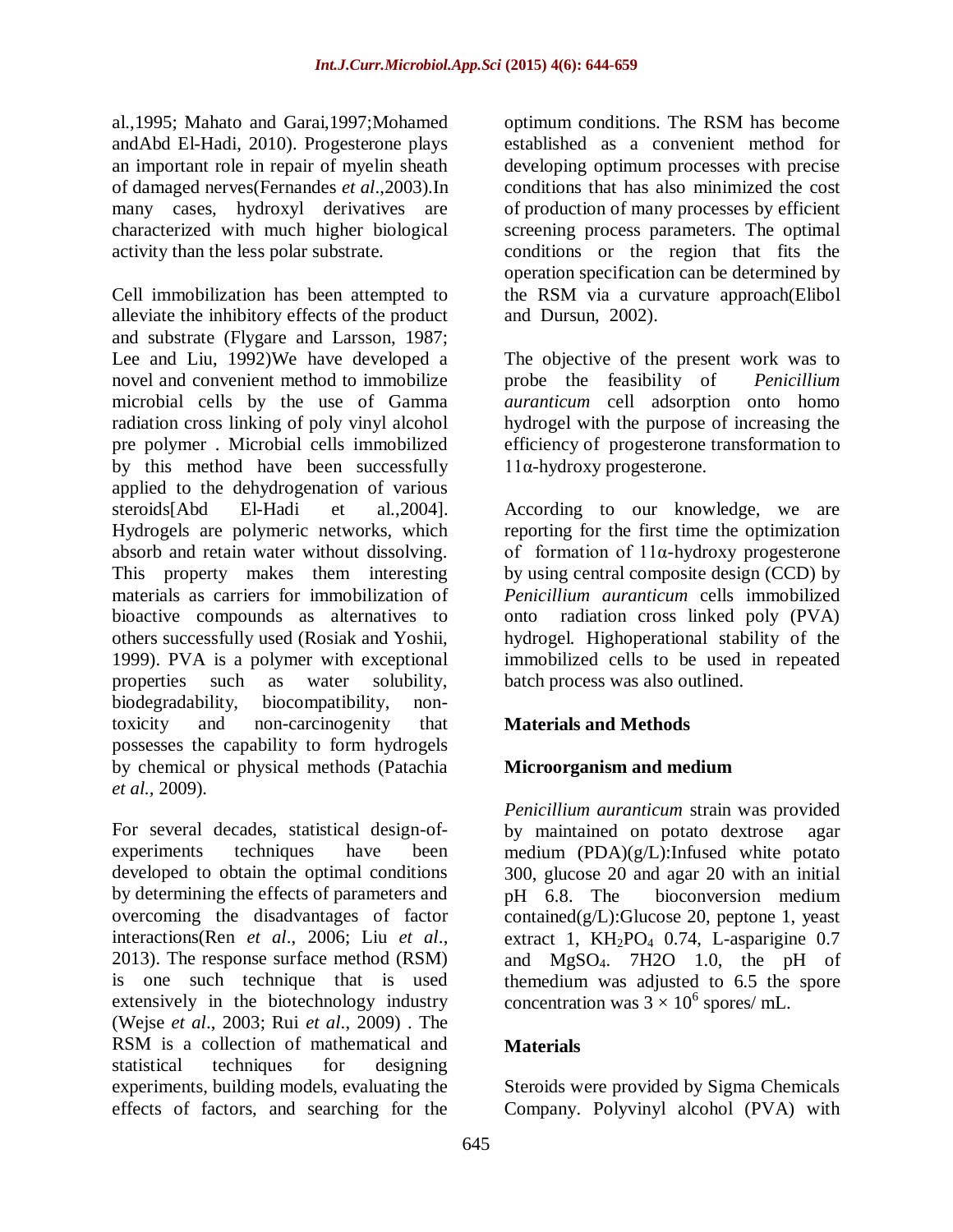al.,1995; Mahato and Garai,1997;Mohamed andAbd El-Hadi, 2010). Progesterone plays an important role in repair of myelin sheath of damaged nerves(Fernandes *et al*.,2003).In many cases, hydroxyl derivatives are characterized with much higher biological activity than the less polar substrate.

Cell immobilization has been attempted to alleviate the inhibitory effects of the product and substrate (Flygare and Larsson, 1987; Lee and Liu, 1992)We have developed a novel and convenient method to immobilize microbial cells by the use of Gamma radiation cross linking of poly vinyl alcohol pre polymer . Microbial cells immobilized by this method have been successfully applied to the dehydrogenation of various steroids[Abd El-Hadi et al.,2004]. Hydrogels are polymeric networks, which absorb and retain water without dissolving. This property makes them interesting materials as carriers for immobilization of bioactive compounds as alternatives to others successfully used (Rosiak and Yoshii, 1999). PVA is a polymer with exceptional properties such as water solubility, biodegradability, biocompatibility, non-toxicity and non-carcinogenity that possesses the capability to form hydrogels by chemical or physical methods (Patachia *et al.*, 2009).

For several decades, statistical design-of-experiments techniques have been developed to obtain the optimal conditions by determining the effects of parameters and overcoming the disadvantages of factor interactions(Ren *et al*., 2006; Liu *et al*., 2013). The response surface method (RSM) is one such technique that is used extensively in the biotechnology industry (Wejse *et al*., 2003; Rui *et al*., 2009) . The RSM is a collection of mathematical and statistical techniques for designing experiments, building models, evaluating the effects of factors, and searching for the optimum conditions. The RSM has become established as a convenient method for developing optimum processes with precise conditions that has also minimized the cost of production of many processes by efficient screening process parameters. The optimal conditions or the region that fits the operation specification can be determined by the RSM via a curvature approach(Elibol and Dursun, 2002).

The objective of the present work was to probe the feasibility of *Penicillium auranticum* cell adsorption onto homo hydrogel with the purpose of increasing the efficiency of progesterone transformation to 11α-hydroxy progesterone.

According to our knowledge, we are reporting for the first time the optimization of formation of 11α-hydroxy progesterone by using central composite design (CCD) by *Penicillium auranticum* cells immobilized onto radiation cross linked poly (PVA) hydrogel. Highoperational stability of the immobilized cells to be used in repeated batch process was also outlined.

## Materials and Methods

### Microorganism and medium

*Penicillium auranticum* strain was provided by maintained on potato dextrose agar medium (PDA)(g/L):Infused white potato 300, glucose 20 and agar 20 with an initial pH 6.8. The bioconversion medium contained(g/L):Glucose 20, peptone 1, yeast extract 1, $KH_2PO_4$ 0.74, L-asparigine 0.7 and $MgSO_4$. 7H2O 1.0, the pH of themedium was adjusted to 6.5 the spore concentration was $3 \times 10^6$ spores/ mL.

### Materials

Steroids were provided by Sigma Chemicals Company. Polyvinyl alcohol (PVA) with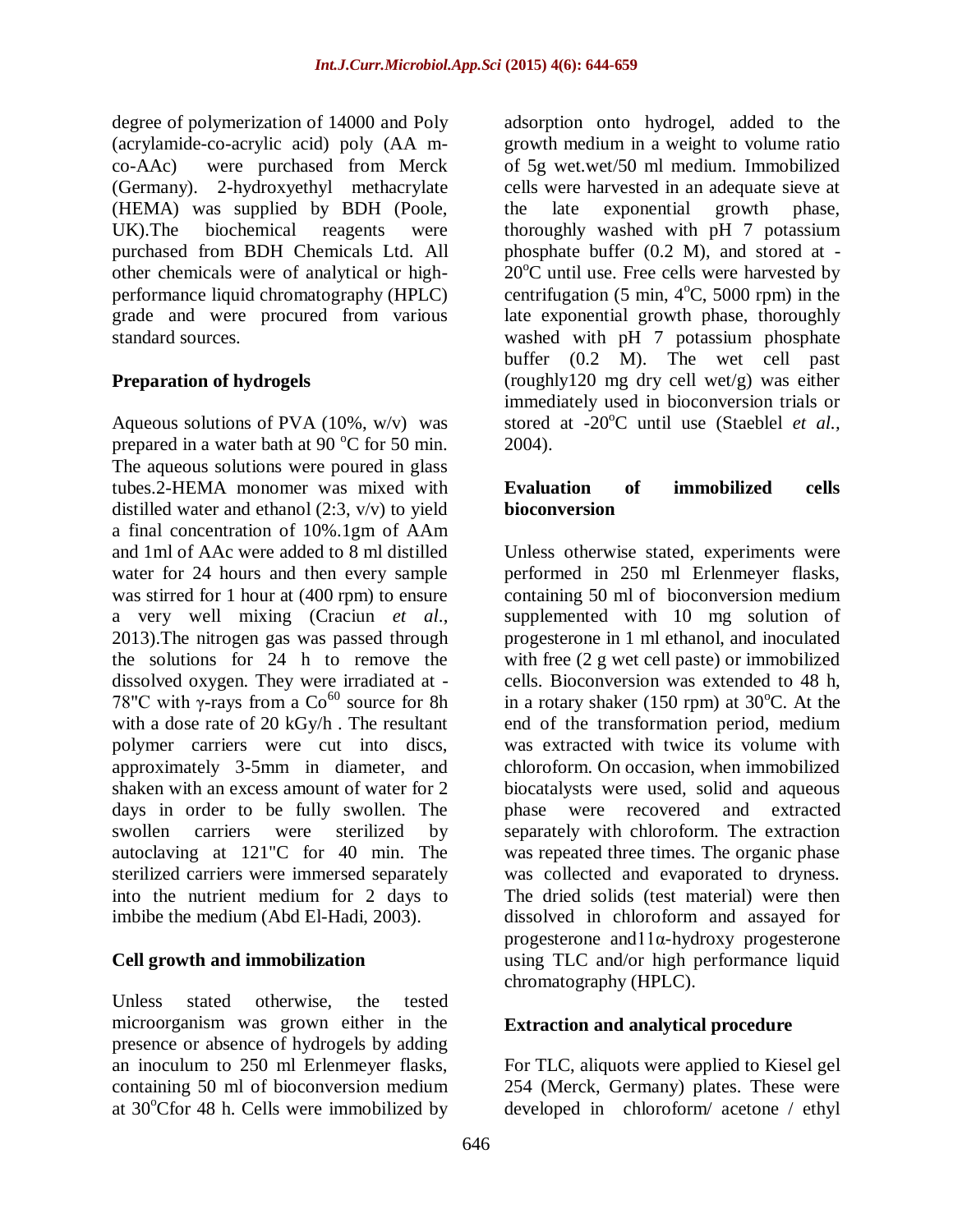degree of polymerization of 14000 and Poly (acrylamide-co-acrylic acid) poly (AA m-co-AAc) were purchased from Merck (Germany). 2-hydroxyethyl methacrylate (HEMA) was supplied by BDH (Poole, UK).The biochemical reagents were purchased from BDH Chemicals Ltd. All other chemicals were of analytical or high-performance liquid chromatography (HPLC) grade and were procured from various standard sources.

**Preparation of hydrogels**

Aqueous solutions of PVA (10%, w/v) was prepared in a water bath at 90 $^{o}$C for 50 min. The aqueous solutions were poured in glass tubes.2-HEMA monomer was mixed with distilled water and ethanol (2:3, v/v) to yield a final concentration of 10%.1gm of AAm and 1ml of AAc were added to 8 ml distilled water for 24 hours and then every sample was stirred for 1 hour at (400 rpm) to ensure a very well mixing (Craciun *et al*., 2013).The nitrogen gas was passed through the solutions for 24 h to remove the dissolved oxygen. They were irradiated at -78"C with γ-rays from a $Co^{60}$ source for 8h with a dose rate of 20 kGy/h . The resultant polymer carriers were cut into discs, approximately 3-5mm in diameter, and shaken with an excess amount of water for 2 days in order to be fully swollen. The swollen carriers were sterilized by autoclaving at 121"C for 40 min. The sterilized carriers were immersed separately into the nutrient medium for 2 days to imbibe the medium (Abd El-Hadi, 2003).

**Cell growth and immobilization**

Unless stated otherwise, the tested microorganism was grown either in the presence or absence of hydrogels by adding an inoculum to 250 ml Erlenmeyer flasks, containing 50 ml of bioconversion medium at 30$^{o}$Cfor 48 h. Cells were immobilized by adsorption onto hydrogel, added to the growth medium in a weight to volume ratio of 5g wet.wet/50 ml medium. Immobilized cells were harvested in an adequate sieve at the late exponential growth phase, thoroughly washed with pH 7 potassium phosphate buffer (0.2 M), and stored at -20$^{o}$C until use. Free cells were harvested by centrifugation (5 min, 4$^{o}$C, 5000 rpm) in the late exponential growth phase, thoroughly washed with pH 7 potassium phosphate buffer (0.2 M). The wet cell past (roughly120 mg dry cell wet/g) was either immediately used in bioconversion trials or stored at -20$^{o}$C until use (Staeblel *et al.*, 2004).

**Evaluation of immobilized cells bioconversion**

Unless otherwise stated, experiments were performed in 250 ml Erlenmeyer flasks, containing 50 ml of bioconversion medium supplemented with 10 mg solution of progesterone in 1 ml ethanol, and inoculated with free (2 g wet cell paste) or immobilized cells. Bioconversion was extended to 48 h, in a rotary shaker (150 rpm) at 30$^{o}$C. At the end of the transformation period, medium was extracted with twice its volume with chloroform. On occasion, when immobilized biocatalysts were used, solid and aqueous phase were recovered and extracted separately with chloroform. The extraction was repeated three times. The organic phase was collected and evaporated to dryness. The dried solids (test material) were then dissolved in chloroform and assayed for progesterone and11α-hydroxy progesterone using TLC and/or high performance liquid chromatography (HPLC).

**Extraction and analytical procedure**

For TLC, aliquots were applied to Kiesel gel 254 (Merck, Germany) plates. These were developed in chloroform/ acetone / ethyl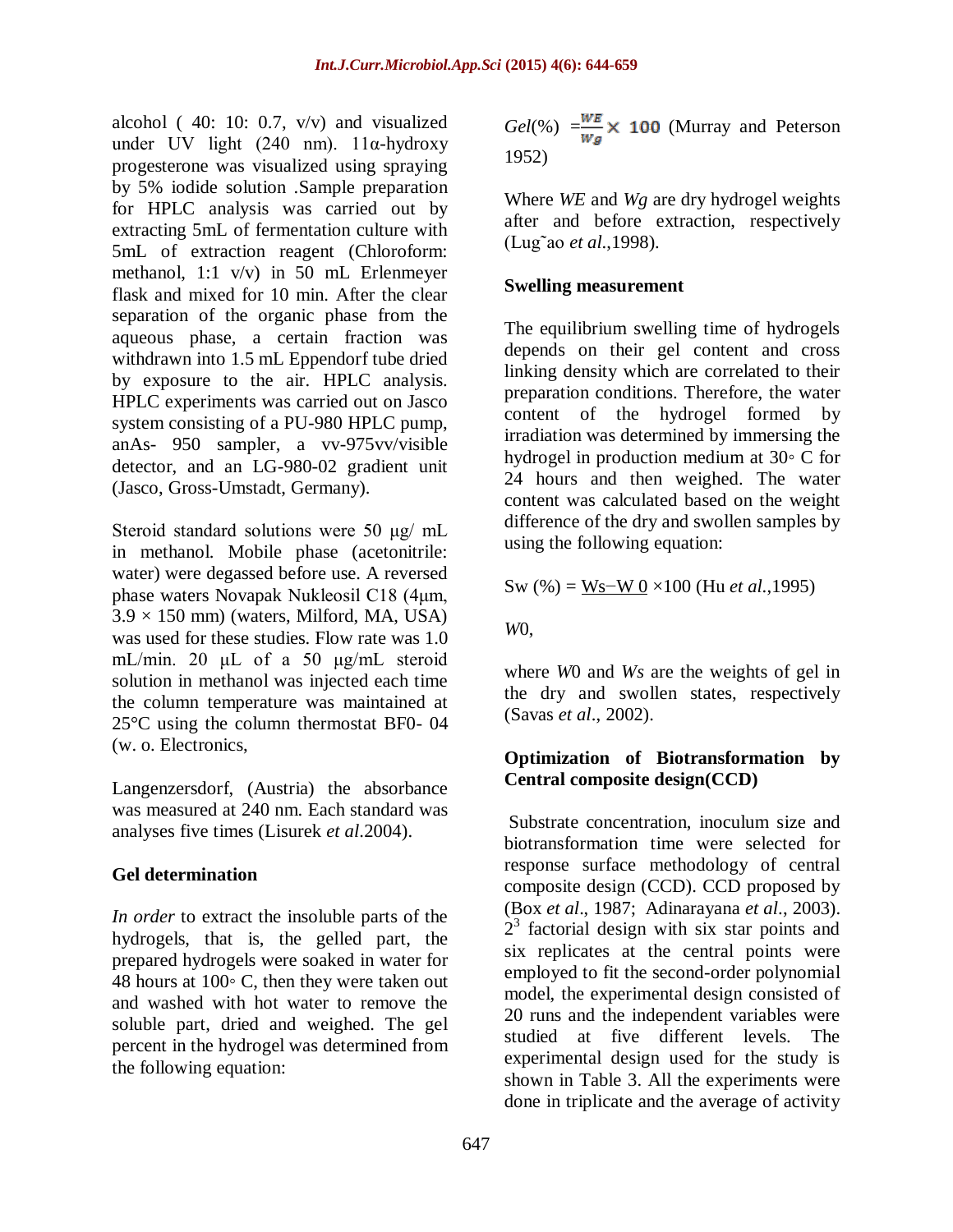alcohol ( 40: 10: 0.7, v/v) and visualized under UV light (240 nm). 11α-hydroxy progesterone was visualized using spraying by 5% iodide solution .Sample preparation for HPLC analysis was carried out by extracting 5mL of fermentation culture with 5mL of extraction reagent (Chloroform: methanol, 1:1 v/v) in 50 mL Erlenmeyer flask and mixed for 10 min. After the clear separation of the organic phase from the aqueous phase, a certain fraction was withdrawn into 1.5 mL Eppendorf tube dried by exposure to the air. HPLC analysis. HPLC experiments was carried out on Jasco system consisting of a PU-980 HPLC pump, anAs- 950 sampler, a vv-975vv/visible detector, and an LG-980-02 gradient unit (Jasco, Gross-Umstadt, Germany).

Steroid standard solutions were 50 μg/ mL in methanol. Mobile phase (acetonitrile: water) were degassed before use. A reversed phase waters Novapak Nukleosil C18 (4μm, 3.9 × 150 mm) (waters, Milford, MA, USA) was used for these studies. Flow rate was 1.0 mL/min. 20 μL of a 50 μg/mL steroid solution in methanol was injected each time the column temperature was maintained at 25°C using the column thermostat BF0- 04 (w. o. Electronics,

Langenzersdorf, (Austria) the absorbance was measured at 240 nm. Each standard was analyses five times (Lisurek *et al*.2004).

## Gel determination

*In order* to extract the insoluble parts of the hydrogels, that is, the gelled part, the prepared hydrogels were soaked in water for 48 hours at 100◦ C, then they were taken out and washed with hot water to remove the soluble part, dried and weighed. The gel percent in the hydrogel was determined from the following equation:

$$Gel(\%) = \frac{WE}{Wg} \times 100$$ (Murray and Peterson 1952)

Where *WE* and *Wg* are dry hydrogel weights after and before extraction, respectively (Lug˜ao *et al*.,1998).

## Swelling measurement

The equilibrium swelling time of hydrogels depends on their gel content and cross linking density which are correlated to their preparation conditions. Therefore, the water content of the hydrogel formed by irradiation was determined by immersing the hydrogel in production medium at 30◦ C for 24 hours and then weighed. The water content was calculated based on the weight difference of the dry and swollen samples by using the following equation:

$$Sw(\%) = \frac{Ws - W0}{W0} \times 100$$ (Hu *et al*.,1995)

where *W*0 and *Ws* are the weights of gel in the dry and swollen states, respectively (Savas *et al*., 2002).

## Optimization of Biotransformation by Central composite design(CCD)

Substrate concentration, inoculum size and biotransformation time were selected for response surface methodology of central composite design (CCD). CCD proposed by (Box *et al*., 1987; Adinarayana *et al*., 2003). $2^3$ factorial design with six star points and six replicates at the central points were employed to fit the second-order polynomial model, the experimental design consisted of 20 runs and the independent variables were studied at five different levels. The experimental design used for the study is shown in Table 3. All the experiments were done in triplicate and the average of activity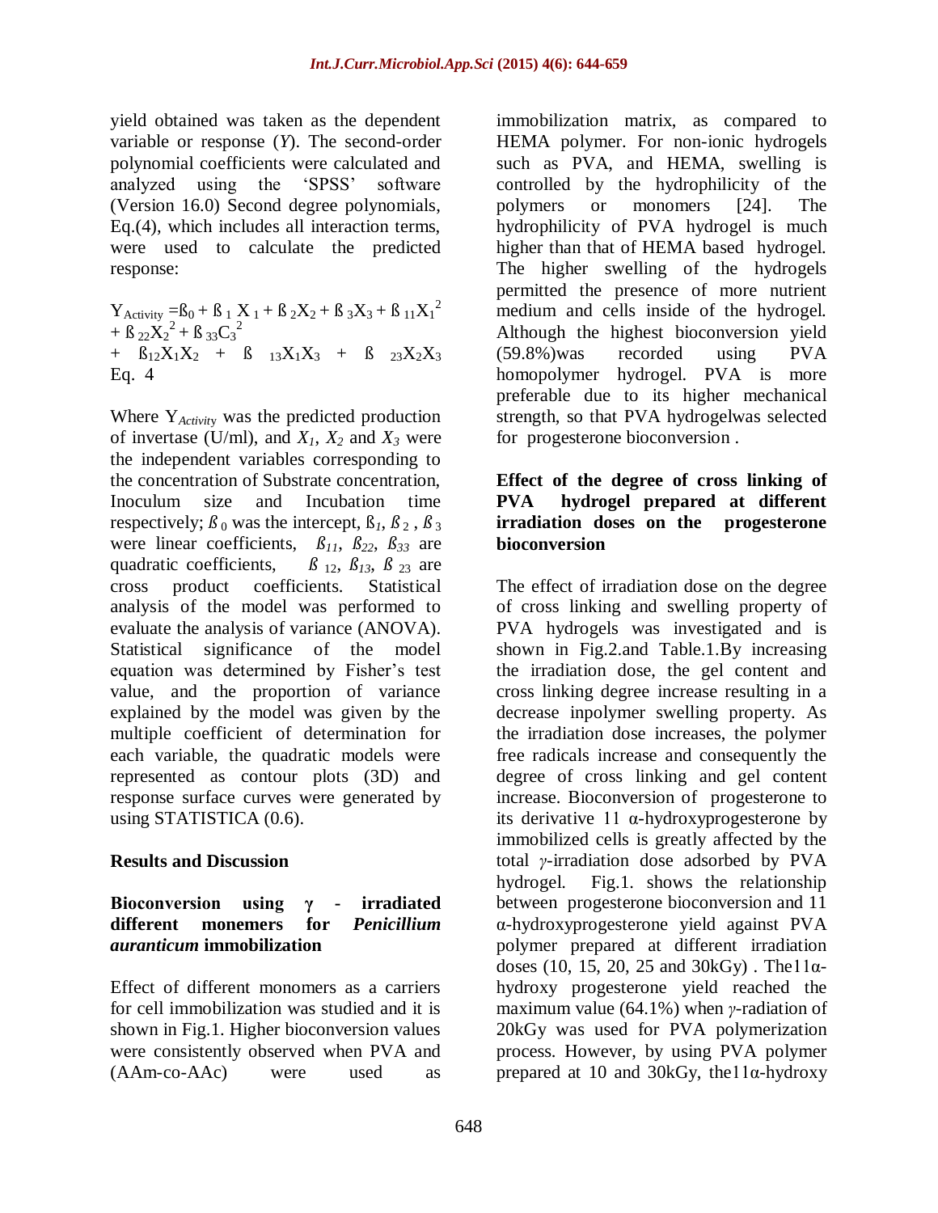yield obtained was taken as the dependent variable or response (*Y*). The second-order polynomial coefficients were calculated and analyzed using the 'SPSS' software (Version 16.0) Second degree polynomials, Eq.(4), which includes all interaction terms, were used to calculate the predicted response:

$$Y_{Activity} = ß_0 + ß_1X_1 + ß_2X_2 + ß_3X_3 + ß_{11}X_1^2 + ß_{22}X_2^2 + ß_{33}C_3^2 + ß_{12}X_1X_2 + ß_{13}X_1X_3 + ß_{23}X_2X_3 \quad \text{Eq. 4}$$

Where $Y_{Activity}$ was the predicted production of invertase (U/ml), and $X_1$, $X_2$ and $X_3$ were the independent variables corresponding to the concentration of Substrate concentration, Inoculum size and Incubation time respectively; $ß_0$ was the intercept, $ß_1$, $ß_2$, $ß_3$ were linear coefficients, $ß_{11}$, $ß_{22}$, $ß_{33}$ are quadratic coefficients, $ß_{12}$, $ß_{13}$, $ß_{23}$ are cross product coefficients. Statistical analysis of the model was performed to evaluate the analysis of variance (ANOVA). Statistical significance of the model equation was determined by Fisher's test value, and the proportion of variance explained by the model was given by the multiple coefficient of determination for each variable, the quadratic models were represented as contour plots (3D) and response surface curves were generated by using STATISTICA (0.6).

## Results and Discussion

### Bioconversion using γ - irradiated different monemers for *Penicillium auranticum* immobilization

Effect of different monomers as a carriers for cell immobilization was studied and it is shown in Fig.1. Higher bioconversion values were consistently observed when PVA and (AAm-co-AAc) were used as immobilization matrix, as compared to HEMA polymer. For non-ionic hydrogels such as PVA, and HEMA, swelling is controlled by the hydrophilicity of the polymers or monomers [24]. The hydrophilicity of PVA hydrogel is much higher than that of HEMA based hydrogel. The higher swelling of the hydrogels permitted the presence of more nutrient medium and cells inside of the hydrogel. Although the highest bioconversion yield (59.8%)was recorded using PVA homopolymer hydrogel. PVA is more preferable due to its higher mechanical strength, so that PVA hydrogelwas selected for progesterone bioconversion .

### Effect of the degree of cross linking of PVA hydrogel prepared at different irradiation doses on the progesterone bioconversion

The effect of irradiation dose on the degree of cross linking and swelling property of PVA hydrogels was investigated and is shown in Fig.2.and Table.1.By increasing the irradiation dose, the gel content and cross linking degree increase resulting in a decrease inpolymer swelling property. As the irradiation dose increases, the polymer free radicals increase and consequently the degree of cross linking and gel content increase. Bioconversion of progesterone to its derivative 11 α-hydroxyprogesterone by immobilized cells is greatly affected by the total *γ*-irradiation dose adsorbed by PVA hydrogel. Fig.1. shows the relationship between progesterone bioconversion and 11 α-hydroxyprogesterone yield against PVA polymer prepared at different irradiation doses (10, 15, 20, 25 and 30kGy) . The11α-hydroxy progesterone yield reached the maximum value (64.1%) when *γ*-radiation of 20kGy was used for PVA polymerization process. However, by using PVA polymer prepared at 10 and 30kGy, the11α-hydroxy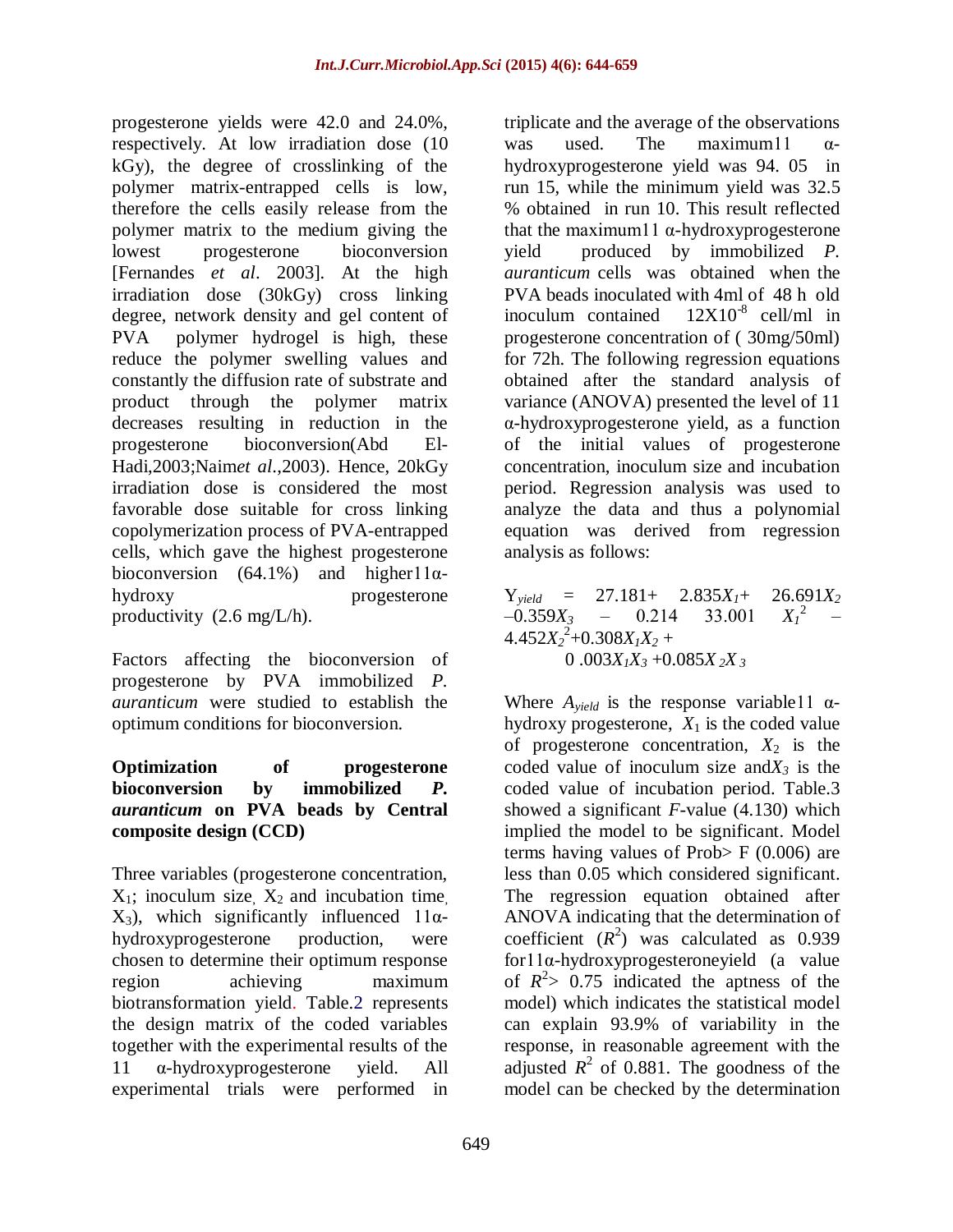progesterone yields were 42.0 and 24.0%, respectively. At low irradiation dose (10 kGy), the degree of crosslinking of the polymer matrix-entrapped cells is low, therefore the cells easily release from the polymer matrix to the medium giving the lowest progesterone bioconversion [Fernandes *et al*. 2003]. At the high irradiation dose (30kGy) cross linking degree, network density and gel content of PVA polymer hydrogel is high, these reduce the polymer swelling values and constantly the diffusion rate of substrate and product through the polymer matrix decreases resulting in reduction in the progesterone bioconversion(Abd El-Hadi,2003;Naim*et al*.,2003). Hence, 20kGy irradiation dose is considered the most favorable dose suitable for cross linking copolymerization process of PVA-entrapped cells, which gave the highest progesterone bioconversion (64.1%) and higher11α-hydroxy progesterone productivity (2.6 mg/L/h).

Factors affecting the bioconversion of progesterone by PVA immobilized *P. auranticum* were studied to establish the optimum conditions for bioconversion.

**Optimization of progesterone bioconversion by immobilized *P. auranticum* on PVA beads by Central composite design (CCD)**

Three variables (progesterone concentration, $X_1$; inoculum size, $X_2$ and incubation time, $X_3$), which significantly influenced 11α-hydroxyprogesterone production, were chosen to determine their optimum response region achieving maximum biotransformation yield. Table.2 represents the design matrix of the coded variables together with the experimental results of the 11 α-hydroxyprogesterone yield. All experimental trials were performed in triplicate and the average of the observations was used. The maximum11 α-hydroxyprogesterone yield was 94. 05 in run 15, while the minimum yield was 32.5 % obtained in run 10. This result reflected that the maximum11 α-hydroxyprogesterone yield produced by immobilized *P. auranticum* cells was obtained when the PVA beads inoculated with 4ml of 48 h old inoculum contained $12X10^{-8}$ cell/ml in progesterone concentration of ( 30mg/50ml) for 72h. The following regression equations obtained after the standard analysis of variance (ANOVA) presented the level of 11 α-hydroxyprogesterone yield, as a function of the initial values of progesterone concentration, inoculum size and incubation period. Regression analysis was used to analyze the data and thus a polynomial equation was derived from regression analysis as follows:

$$Y_{yield} = 27.181 + 2.835X_1 + 26.691X_2 - 0.359X_3 - 0.214\ \ 33.001\ \ X_1^2 - 4.452X_2^2 + 0.308X_1X_2 + 0.003X_1X_3 + 0.085X_2X_3$$

Where $A_{yield}$ is the response variable11 α-hydroxy progesterone, $X_1$ is the coded value of progesterone concentration, $X_2$ is the coded value of inoculum size and$X_3$ is the coded value of incubation period. Table.3 showed a significant *F*-value (4.130) which implied the model to be significant. Model terms having values of Prob> F (0.006) are less than 0.05 which considered significant. The regression equation obtained after ANOVA indicating that the determination of coefficient ($R^2$) was calculated as 0.939 for11α-hydroxyprogesteroneyield (a value of $R^2$> 0.75 indicated the aptness of the model) which indicates the statistical model can explain 93.9% of variability in the response, in reasonable agreement with the adjusted $R^2$ of 0.881. The goodness of the model can be checked by the determination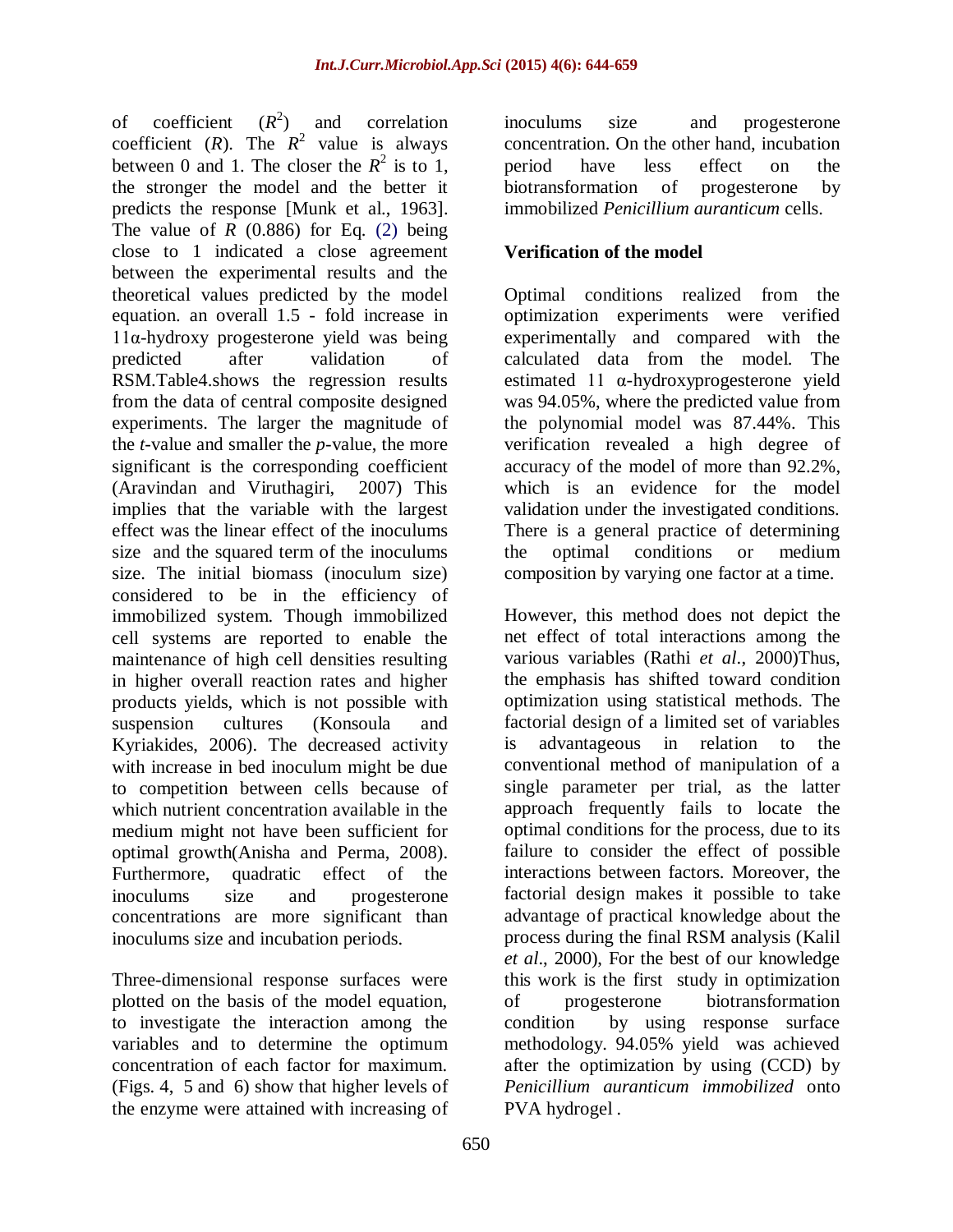of coefficient ($R^2$) and correlation coefficient ($R$). The $R^2$ value is always between 0 and 1. The closer the $R^2$ is to 1, the stronger the model and the better it predicts the response [Munk et al., 1963]. The value of $R$ (0.886) for Eq. (2) being close to 1 indicated a close agreement between the experimental results and the theoretical values predicted by the model equation. an overall 1.5 - fold increase in 11α-hydroxy progesterone yield was being predicted after validation of RSM.Table4.shows the regression results from the data of central composite designed experiments. The larger the magnitude of the $t$-value and smaller the $p$-value, the more significant is the corresponding coefficient (Aravindan and Viruthagiri, 2007) This implies that the variable with the largest effect was the linear effect of the inoculums size and the squared term of the inoculums size. The initial biomass (inoculum size) considered to be in the efficiency of immobilized system. Though immobilized cell systems are reported to enable the maintenance of high cell densities resulting in higher overall reaction rates and higher products yields, which is not possible with suspension cultures (Konsoula and Kyriakides, 2006). The decreased activity with increase in bed inoculum might be due to competition between cells because of which nutrient concentration available in the medium might not have been sufficient for optimal growth(Anisha and Perma, 2008). Furthermore, quadratic effect of the inoculums size and progesterone concentrations are more significant than inoculums size and incubation periods.

Three-dimensional response surfaces were plotted on the basis of the model equation, to investigate the interaction among the variables and to determine the optimum concentration of each factor for maximum. (Figs. 4, 5 and 6) show that higher levels of the enzyme were attained with increasing of inoculums size and progesterone concentration. On the other hand, incubation period have less effect on the biotransformation of progesterone by immobilized *Penicillium auranticum* cells.

## Verification of the model

Optimal conditions realized from the optimization experiments were verified experimentally and compared with the calculated data from the model. The estimated 11 α-hydroxyprogesterone yield was 94.05%, where the predicted value from the polynomial model was 87.44%. This verification revealed a high degree of accuracy of the model of more than 92.2%, which is an evidence for the model validation under the investigated conditions. There is a general practice of determining the optimal conditions or medium composition by varying one factor at a time.

However, this method does not depict the net effect of total interactions among the various variables (Rathi *et al*., 2000)Thus, the emphasis has shifted toward condition optimization using statistical methods. The factorial design of a limited set of variables is advantageous in relation to the conventional method of manipulation of a single parameter per trial, as the latter approach frequently fails to locate the optimal conditions for the process, due to its failure to consider the effect of possible interactions between factors. Moreover, the factorial design makes it possible to take advantage of practical knowledge about the process during the final RSM analysis (Kalil *et al*., 2000), For the best of our knowledge this work is the first study in optimization of progesterone biotransformation condition by using response surface methodology. 94.05% yield was achieved after the optimization by using (CCD) by *Penicillium auranticum immobilized* onto PVA hydrogel .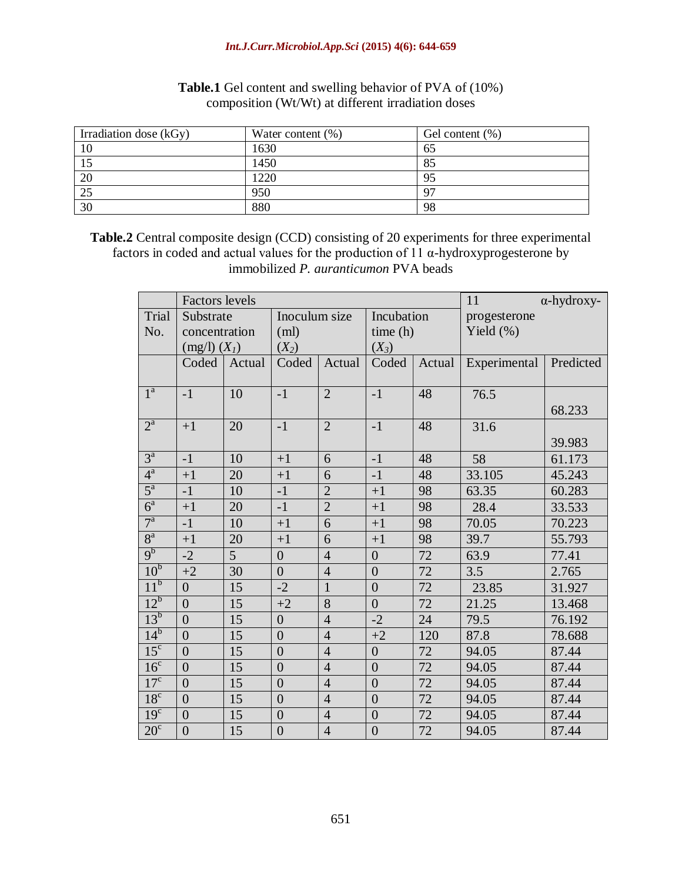**Table.1** Gel content and swelling behavior of PVA of (10%) composition (Wt/Wt) at different irradiation doses

| Irradiation dose (kGy) | Water content (%) | Gel content (%) |
|---|---|---|
| 10 | 1630 | 65 |
| 15 | 1450 | 85 |
| 20 | 1220 | 95 |
| 25 | 950 | 97 |
| 30 | 880 | 98 |

**Table.2** Central composite design (CCD) consisting of 20 experiments for three experimental factors in coded and actual values for the production of 11 α-hydroxyprogesterone by immobilized *P. auranticumon* PVA beads

| Trial No. | Factors levels | | | | | | 11 α-hydroxy-progesterone Yield (%) | |
|---|---|---|---|---|---|---|---|---|
| | Substrate concentration (mg/l) ($X_1$) | | Inoculum size (ml) ($X_2$) | | Incubation time (h) ($X_3$) | | | |
| | Coded | Actual | Coded | Actual | Coded | Actual | Experimental | Predicted |
| 1[a] | -1 | 10 | -1 | 2 | -1 | 48 | 76.5 | 68.233 |
| 2[a] | +1 | 20 | -1 | 2 | -1 | 48 | 31.6 | 39.983 |
| 3[a] | -1 | 10 | +1 | 6 | -1 | 48 | 58 | 61.173 |
| 4[a] | +1 | 20 | +1 | 6 | -1 | 48 | 33.105 | 45.243 |
| 5[a] | -1 | 10 | -1 | 2 | +1 | 98 | 63.35 | 60.283 |
| 6[a] | +1 | 20 | -1 | 2 | +1 | 98 | 28.4 | 33.533 |
| 7[a] | -1 | 10 | +1 | 6 | +1 | 98 | 70.05 | 70.223 |
| 8[a] | +1 | 20 | +1 | 6 | +1 | 98 | 39.7 | 55.793 |
| 9[b] | -2 | 5 | 0 | 4 | 0 | 72 | 63.9 | 77.41 |
| 10[b] | +2 | 30 | 0 | 4 | 0 | 72 | 3.5 | 2.765 |
| 11[b] | 0 | 15 | -2 | 1 | 0 | 72 | 23.85 | 31.927 |
| 12[b] | 0 | 15 | +2 | 8 | 0 | 72 | 21.25 | 13.468 |
| 13[b] | 0 | 15 | 0 | 4 | -2 | 24 | 79.5 | 76.192 |
| 14[b] | 0 | 15 | 0 | 4 | +2 | 120 | 87.8 | 78.688 |
| 15[c] | 0 | 15 | 0 | 4 | 0 | 72 | 94.05 | 87.44 |
| 16[c] | 0 | 15 | 0 | 4 | 0 | 72 | 94.05 | 87.44 |
| 17[c] | 0 | 15 | 0 | 4 | 0 | 72 | 94.05 | 87.44 |
| 18[c] | 0 | 15 | 0 | 4 | 0 | 72 | 94.05 | 87.44 |
| 19[c] | 0 | 15 | 0 | 4 | 0 | 72 | 94.05 | 87.44 |
| 20[c] | 0 | 15 | 0 | 4 | 0 | 72 | 94.05 | 87.44 |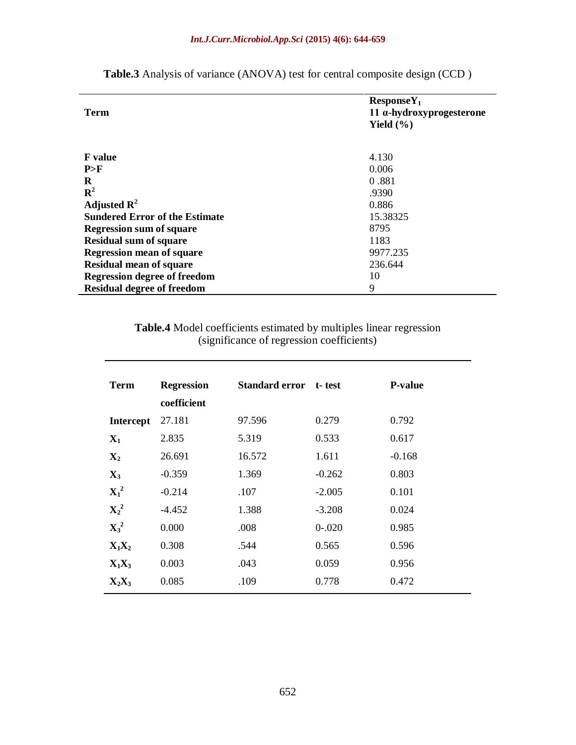**Table.3** Analysis of variance (ANOVA) test for central composite design (CCD )

| Term | Response$Y_1$ 11 α-hydroxyprogesterone Yield (%) |
|---|---|
| **F value** | 4.130 |
| **P>F** | 0.006 |
| **R** | 0 .881 |
| **$R^2$** | .9390 |
| **Adjusted $R^2$** | 0.886 |
| **Sundered Error of the Estimate** | 15.38325 |
| **Regression sum of square** | 8795 |
| **Residual sum of square** | 1183 |
| **Regression mean of square** | 9977.235 |
| **Residual mean of square** | 236.644 |
| **Regression degree of freedom** | 10 |
| **Residual degree of freedom** | 9 |

**Table.4** Model coefficients estimated by multiples linear regression (significance of regression coefficients)

| Term | Regression coefficient | Standard error | t- test | P-value |
|---|---|---|---|---|
| **Intercept** | 27.181 | 97.596 | 0.279 | 0.792 |
| **$X_1$** | 2.835 | 5.319 | 0.533 | 0.617 |
| **$X_2$** | 26.691 | 16.572 | 1.611 | -0.168 |
| **$X_3$** | -0.359 | 1.369 | -0.262 | 0.803 |
| **$X_1^2$** | -0.214 | .107 | -2.005 | 0.101 |
| **$X_2^2$** | -4.452 | 1.388 | -3.208 | 0.024 |
| **$X_3^2$** | 0.000 | .008 | 0-.020 | 0.985 |
| **$X_1X_2$** | 0.308 | .544 | 0.565 | 0.596 |
| **$X_1X_3$** | 0.003 | .043 | 0.059 | 0.956 |
| **$X_2X_3$** | 0.085 | .109 | 0.778 | 0.472 |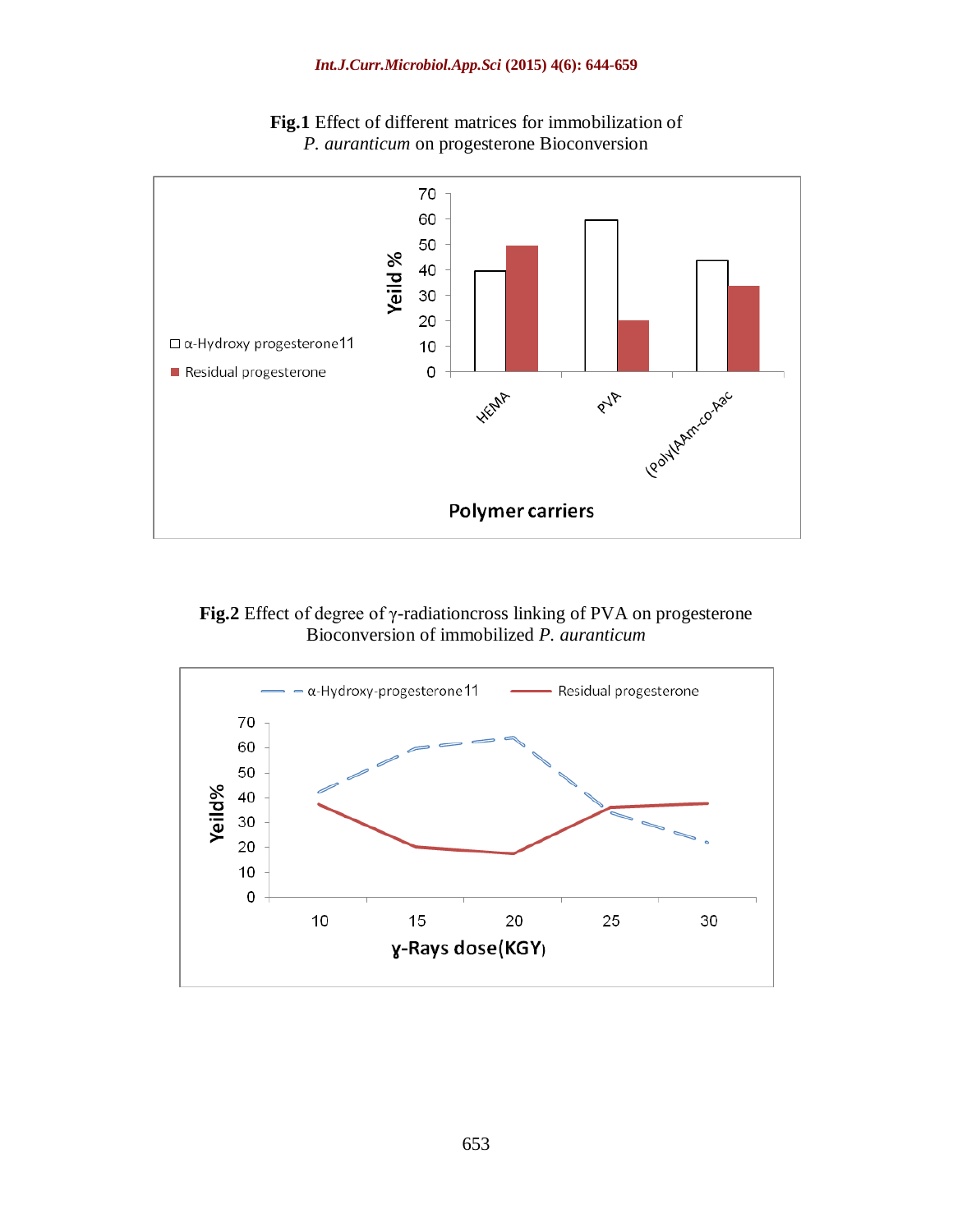**Fig.1** Effect of different matrices for immobilization of *P. auranticum* on progesterone Bioconversion

**Fig.2** Effect of degree of γ-radiationcross linking of PVA on progesterone Bioconversion of immobilized *P. auranticum*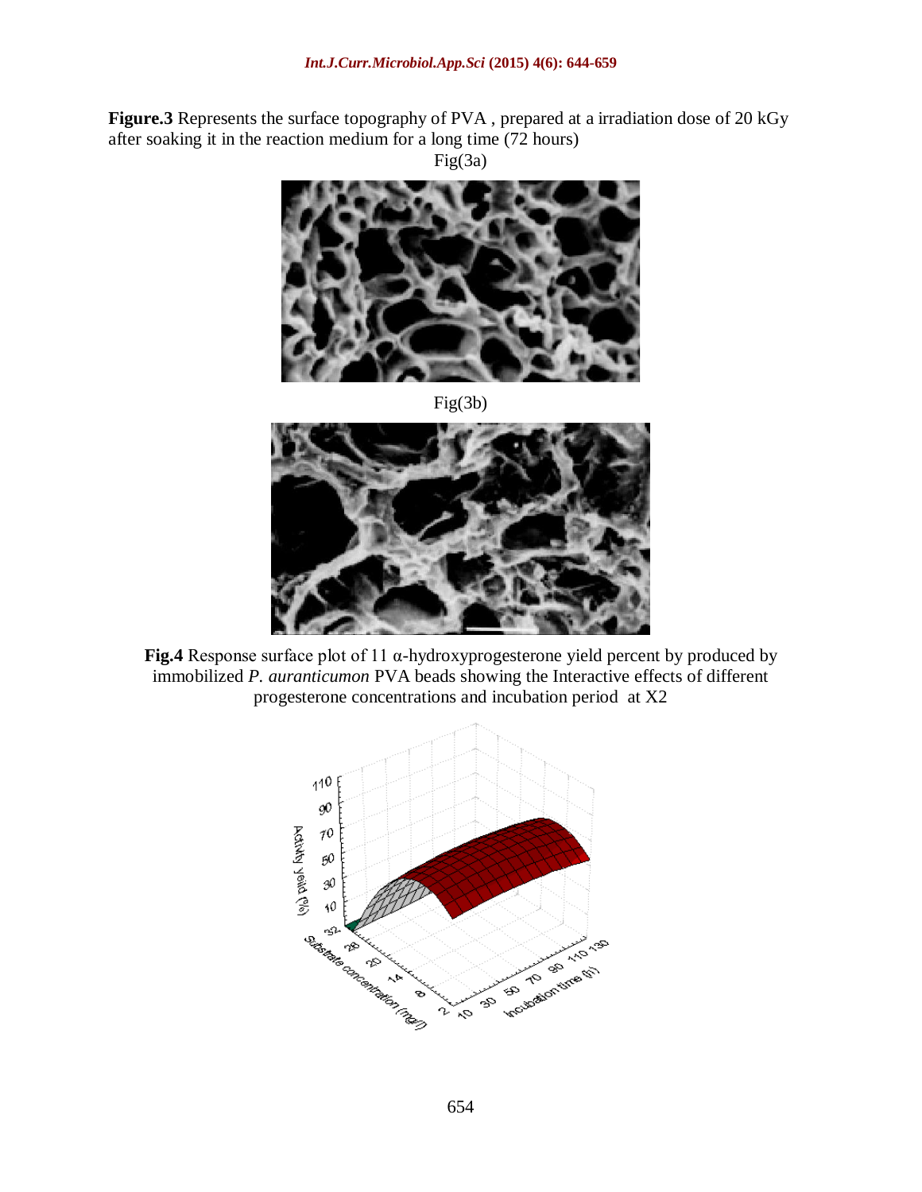**Figure.3** Represents the surface topography of PVA , prepared at a irradiation dose of 20 kGy after soaking it in the reaction medium for a long time (72 hours)

Fig(3a)

Fig(3b)

**Fig.4** Response surface plot of 11 α-hydroxyprogesterone yield percent by produced by immobilized *P. auranticumon* PVA beads showing the Interactive effects of different progesterone concentrations and incubation period at X2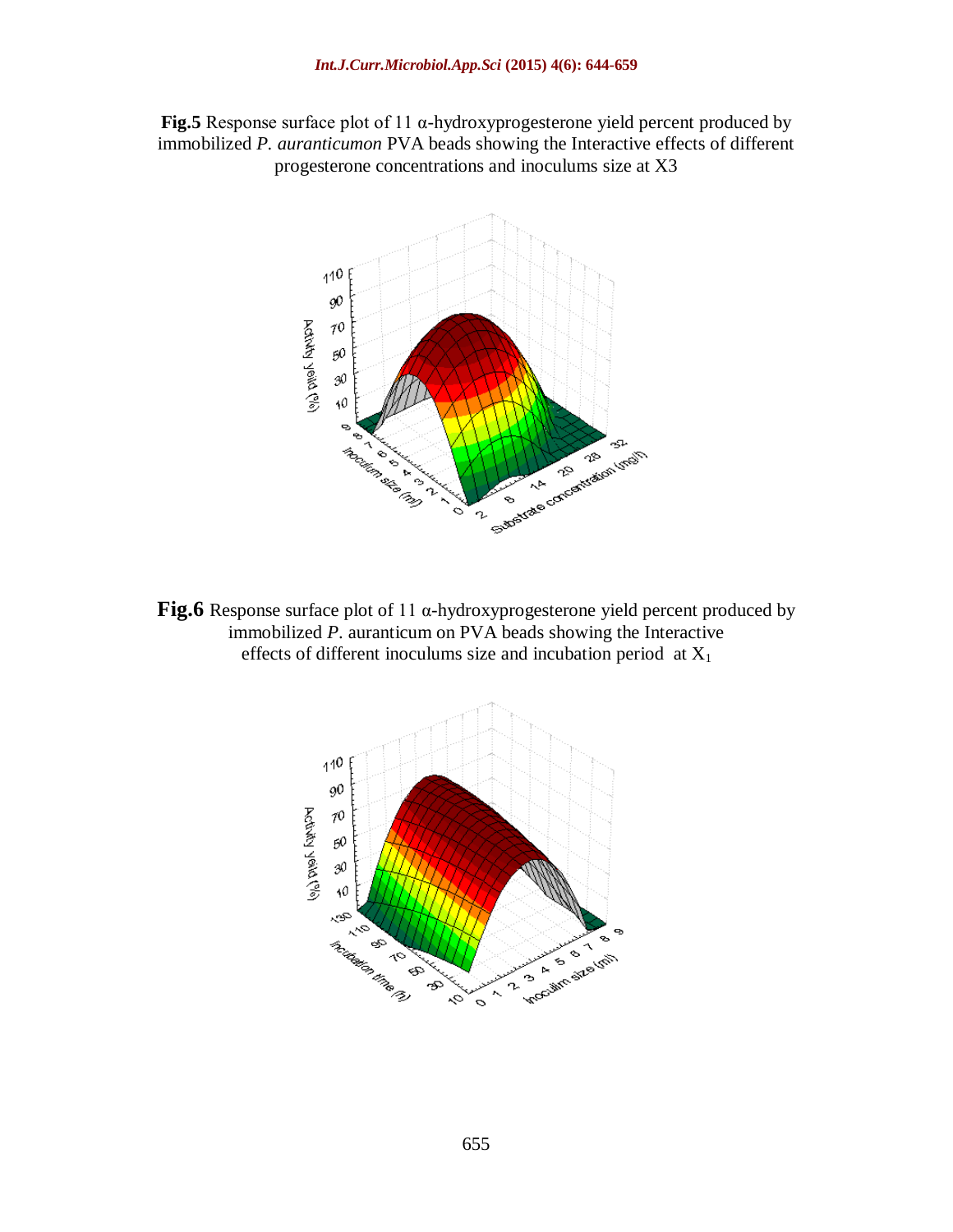**Fig.5** Response surface plot of 11 α-hydroxyprogesterone yield percent produced by immobilized *P. auranticumon* PVA beads showing the Interactive effects of different progesterone concentrations and inoculums size at X3

**Fig.6** Response surface plot of 11 α-hydroxyprogesterone yield percent produced by immobilized *P*. auranticum on PVA beads showing the Interactive effects of different inoculums size and incubation period at $X_1$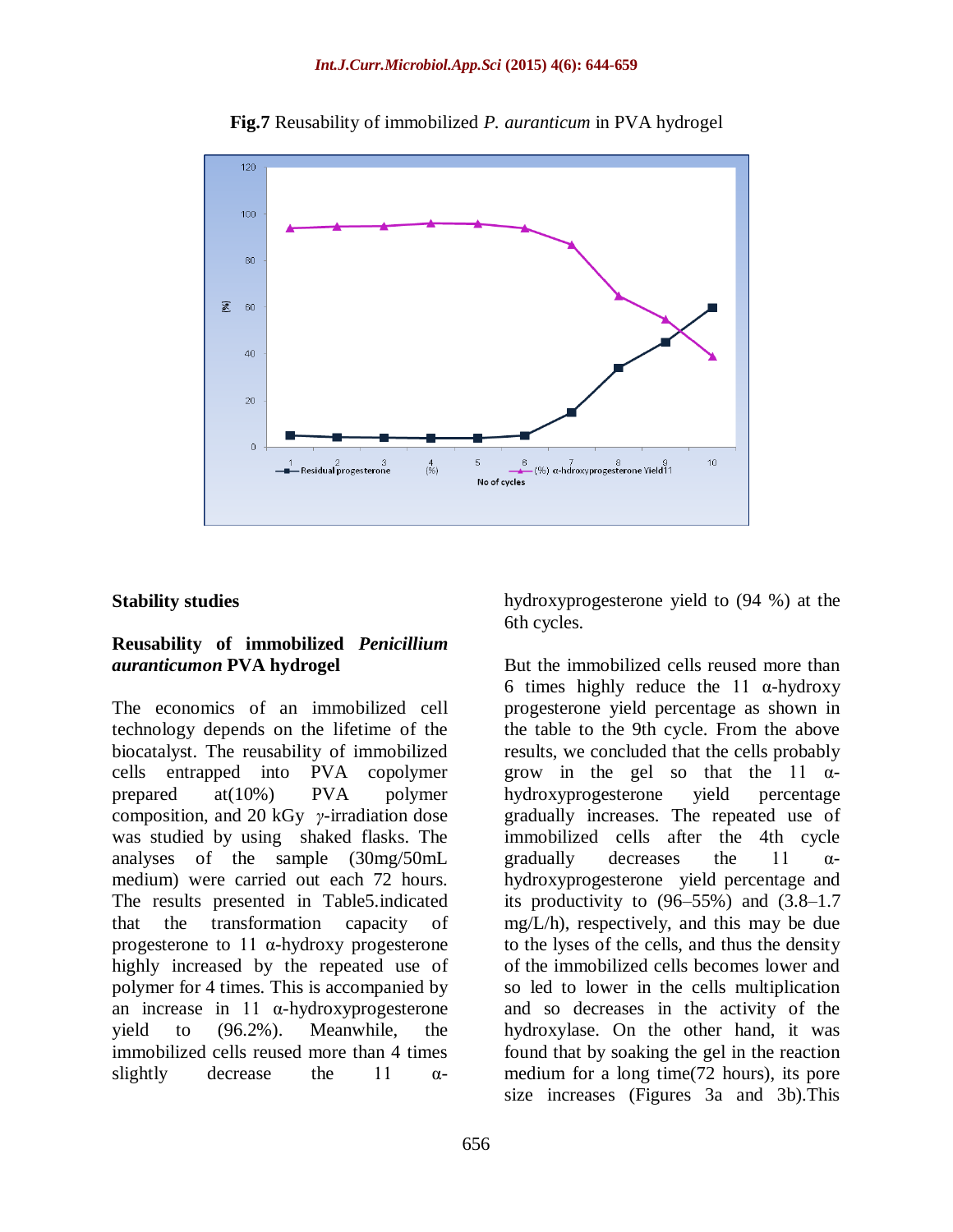**Fig.7** Reusability of immobilized *P. auranticum* in PVA hydrogel

### Stability studies

### Reusability of immobilized *Penicillium auranticumon* PVA hydrogel

The economics of an immobilized cell technology depends on the lifetime of the biocatalyst. The reusability of immobilized cells entrapped into PVA copolymer prepared at(10%) PVA polymer composition, and 20 kGy *γ*-irradiation dose was studied by using shaked flasks. The analyses of the sample (30mg/50mL medium) were carried out each 72 hours. The results presented in Table5.indicated that the transformation capacity of progesterone to 11 α-hydroxy progesterone highly increased by the repeated use of polymer for 4 times. This is accompanied by an increase in 11 α-hydroxyprogesterone yield to (96.2%). Meanwhile, the immobilized cells reused more than 4 times slightly decrease the 11 α-hydroxyprogesterone yield to (94 %) at the 6th cycles.

But the immobilized cells reused more than 6 times highly reduce the 11 α-hydroxy progesterone yield percentage as shown in the table to the 9th cycle. From the above results, we concluded that the cells probably grow in the gel so that the 11 α-hydroxyprogesterone yield percentage gradually increases. The repeated use of immobilized cells after the 4th cycle gradually decreases the 11 α-hydroxyprogesterone yield percentage and its productivity to (96–55%) and (3.8–1.7 mg/L/h), respectively, and this may be due to the lyses of the cells, and thus the density of the immobilized cells becomes lower and so led to lower in the cells multiplication and so decreases in the activity of the hydroxylase. On the other hand, it was found that by soaking the gel in the reaction medium for a long time(72 hours), its pore size increases (Figures 3a and 3b).This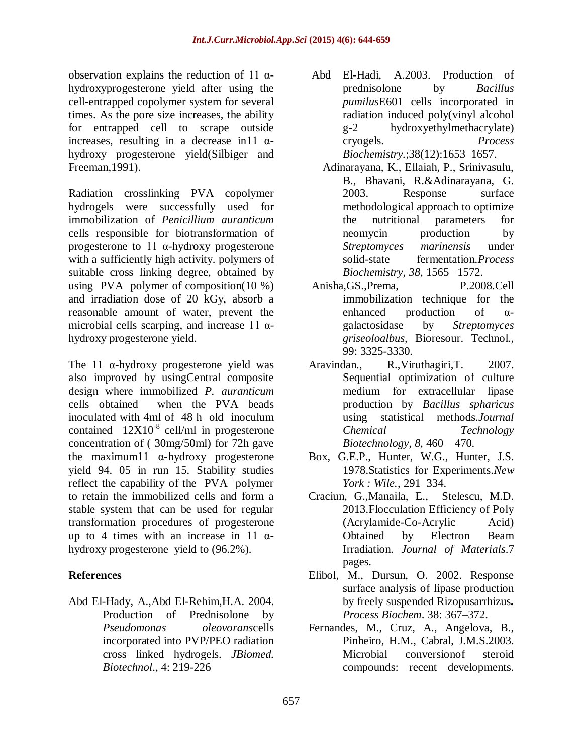observation explains the reduction of 11 α-hydroxyprogesterone yield after using the cell-entrapped copolymer system for several times. As the pore size increases, the ability for entrapped cell to scrape outside increases, resulting in a decrease in11 α-hydroxy progesterone yield(Silbiger and Freeman,1991).

Radiation crosslinking PVA copolymer hydrogels were successfully used for immobilization of *Penicillium auranticum* cells responsible for biotransformation of progesterone to 11 α-hydroxy progesterone with a sufficiently high activity. polymers of suitable cross linking degree, obtained by using PVA polymer of composition(10 %) and irradiation dose of 20 kGy, absorb a reasonable amount of water, prevent the microbial cells scarping, and increase 11 α-hydroxy progesterone yield.

The 11 α-hydroxy progesterone yield was also improved by usingCentral composite design where immobilized *P. auranticum* cells obtained when the PVA beads inoculated with 4ml of 48 h old inoculum contained $12X10^{-8}$ cell/ml in progesterone concentration of ( 30mg/50ml) for 72h gave the maximum11 α-hydroxy progesterone yield 94. 05 in run 15. Stability studies reflect the capability of the PVA polymer to retain the immobilized cells and form a stable system that can be used for regular transformation procedures of progesterone up to 4 times with an increase in 11 α-hydroxy progesterone yield to (96.2%).

## References

Abd El-Hady, A.,Abd El-Rehim,H.A. 2004. Production of Prednisolone by *Pseudomonas oleovorans*cells incorporated into PVP/PEO radiation cross linked hydrogels. *JBiomed. Biotechnol*., 4: 219-226

Abd El-Hadi, A.2003. Production of prednisolone by *Bacillus pumilus*E601 cells incorporated in radiation induced poly(vinyl alcohol g-2 hydroxyethylmethacrylate) cryogels. *Process Biochemistry.*;38(12):1653–1657.

Adinarayana, K., Ellaiah, P., Srinivasulu, B., Bhavani, R.&Adinarayana, G. 2003. Response surface methodological approach to optimize the nutritional parameters for neomycin production by *Streptomyces marinensis* under solid-state fermentation.*Process Biochemistry, 38*, 1565 –1572.

Anisha,GS.,Prema, P.2008.Cell immobilization technique for the enhanced production of α-galactosidase by *Streptomyces griseoloalbus,* Bioresour. Technol., 99: 3325-3330.

Aravindan., R.,Viruthagiri,T. 2007. Sequential optimization of culture medium for extracellular lipase production by *Bacillus spharicus* using statistical methods.*Journal Chemical Technology Biotechnology, 8*, 460 – 470.

Box, G.E.P., Hunter, W.G., Hunter, J.S. 1978.Statistics for Experiments.*New York : Wile.*, 291–334.

Craciun, G.,Manaila, E., Stelescu, M.D. 2013.Flocculation Efficiency of Poly (Acrylamide-Co-Acrylic Acid) Obtained by Electron Beam Irradiation. *Journal of Materials*.7 pages.

Elibol, M., Dursun, O. 2002. Response surface analysis of lipase production by freely suspended Rizopusarrhizus**.** *Process Biochem*. 38: 367–372.

Fernandes, M., Cruz, A., Angelova, B., Pinheiro, H.M., Cabral, J.M.S.2003. Microbial conversionof steroid compounds: recent developments.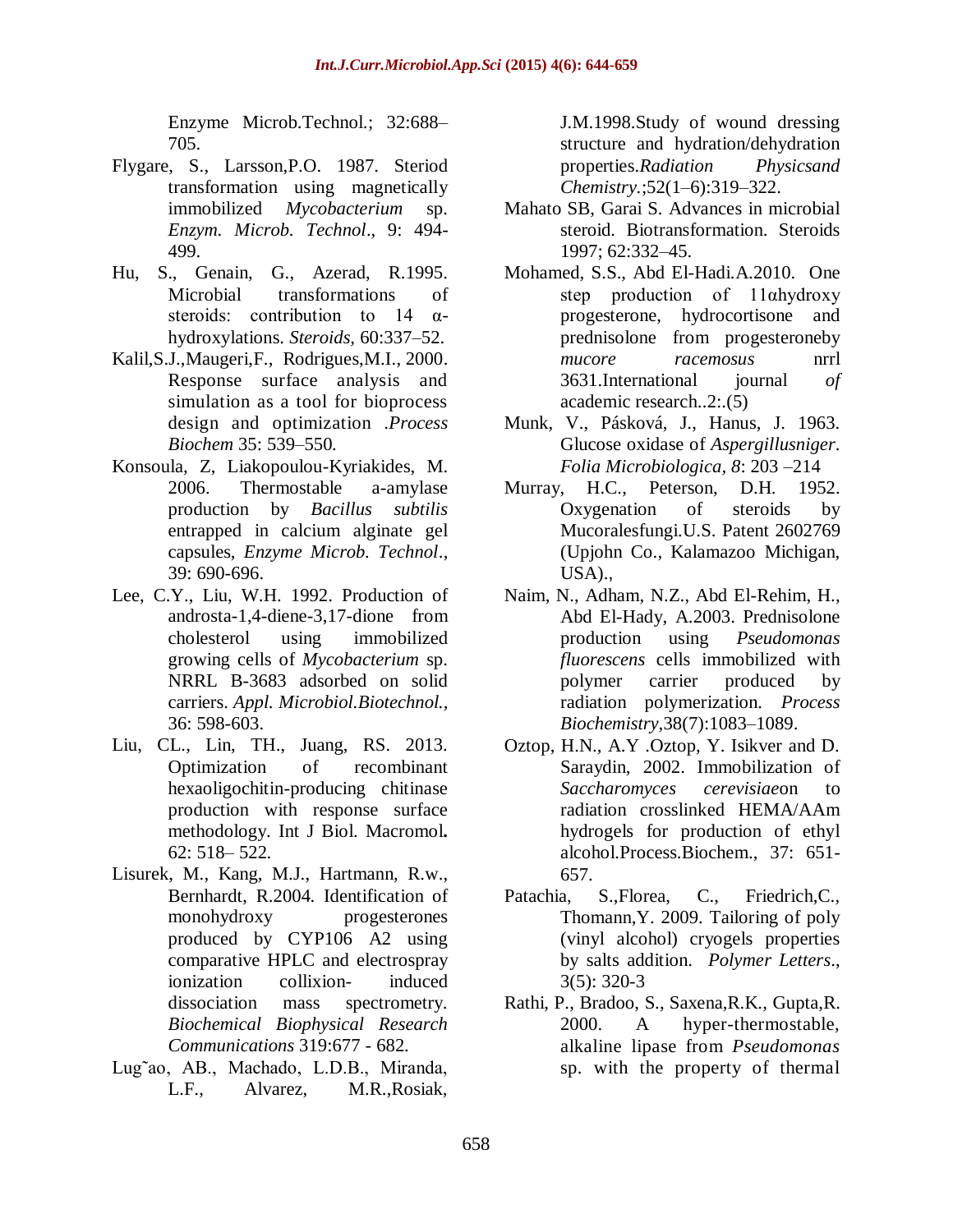Enzyme Microb.Technol.; 32:688–705.

Flygare, S., Larsson,P.O. 1987. Steriod transformation using magnetically immobilized *Mycobacterium* sp. *Enzym. Microb. Technol*., 9: 494-499.

Hu, S., Genain, G., Azerad, R.1995. Microbial transformations of steroids: contribution to 14 α-hydroxylations. *Steroids*, 60:337–52.

Kalil,S.J.,Maugeri,F., Rodrigues,M.I., 2000. Response surface analysis and simulation as a tool for bioprocess design and optimization .*Process Biochem* 35: 539–550.

Konsoula, Z, Liakopoulou-Kyriakides, M. 2006. Thermostable a-amylase production by *Bacillus subtilis* entrapped in calcium alginate gel capsules, *Enzyme Microb. Technol*., 39: 690-696.

Lee, C.Y., Liu, W.H. 1992. Production of androsta-1,4-diene-3,17-dione from cholesterol using immobilized growing cells of *Mycobacterium* sp. NRRL B-3683 adsorbed on solid carriers. *Appl. Microbiol.Biotechnol.*, 36: 598-603.

Liu, CL., Lin, TH., Juang, RS. 2013. Optimization of recombinant hexaoligochitin-producing chitinase production with response surface methodology. Int J Biol. Macromol**.** 62: 518– 522.

Lisurek, M., Kang, M.J., Hartmann, R.w., Bernhardt, R.2004. Identification of monohydroxy progesterones produced by CYP106 A2 using comparative HPLC and electrospray ionization collixion- induced dissociation mass spectrometry. *Biochemical Biophysical Research Communications* 319:677 - 682.

Lug˜ao, AB., Machado, L.D.B., Miranda, L.F., Alvarez, M.R.,Rosiak, J.M.1998.Study of wound dressing structure and hydration/dehydration properties.*Radiation Physicsand Chemistry.*;52(1–6):319–322.

Mahato SB, Garai S. Advances in microbial steroid. Biotransformation. Steroids 1997; 62:332–45.

Mohamed, S.S., Abd El-Hadi.A.2010. One step production of 11αhydroxy progesterone, hydrocortisone and prednisolone from progesteroneby *mucore racemosus* nrrl 3631.International journal *of* academic research..2:.(5)

Munk, V., Pásková, J., Hanus, J. 1963. Glucose oxidase of *Aspergillusniger*. *Folia Microbiologica, 8*: 203 –214

Murray, H.C., Peterson, D.H. 1952. Oxygenation of steroids by Mucoralesfungi.U.S. Patent 2602769 (Upjohn Co., Kalamazoo Michigan, USA).,

Naim, N., Adham, N.Z., Abd El-Rehim, H., Abd El-Hady, A.2003. Prednisolone production using *Pseudomonas fluorescens* cells immobilized with polymer carrier produced by radiation polymerization. *Process Biochemistry*,38(7):1083–1089.

Oztop, H.N., A.Y .Oztop, Y. Isikver and D. Saraydin, 2002. Immobilization of *Saccharomyces cerevisiae*on to radiation crosslinked HEMA/AAm hydrogels for production of ethyl alcohol.Process.Biochem., 37: 651-657.

Patachia, S.,Florea, C., Friedrich,C., Thomann,Y. 2009. Tailoring of poly (vinyl alcohol) cryogels properties by salts addition. *Polymer Letters*., 3(5): 320-3

Rathi, P., Bradoo, S., Saxena,R.K., Gupta,R. 2000. A hyper-thermostable, alkaline lipase from *Pseudomonas* sp. with the property of thermal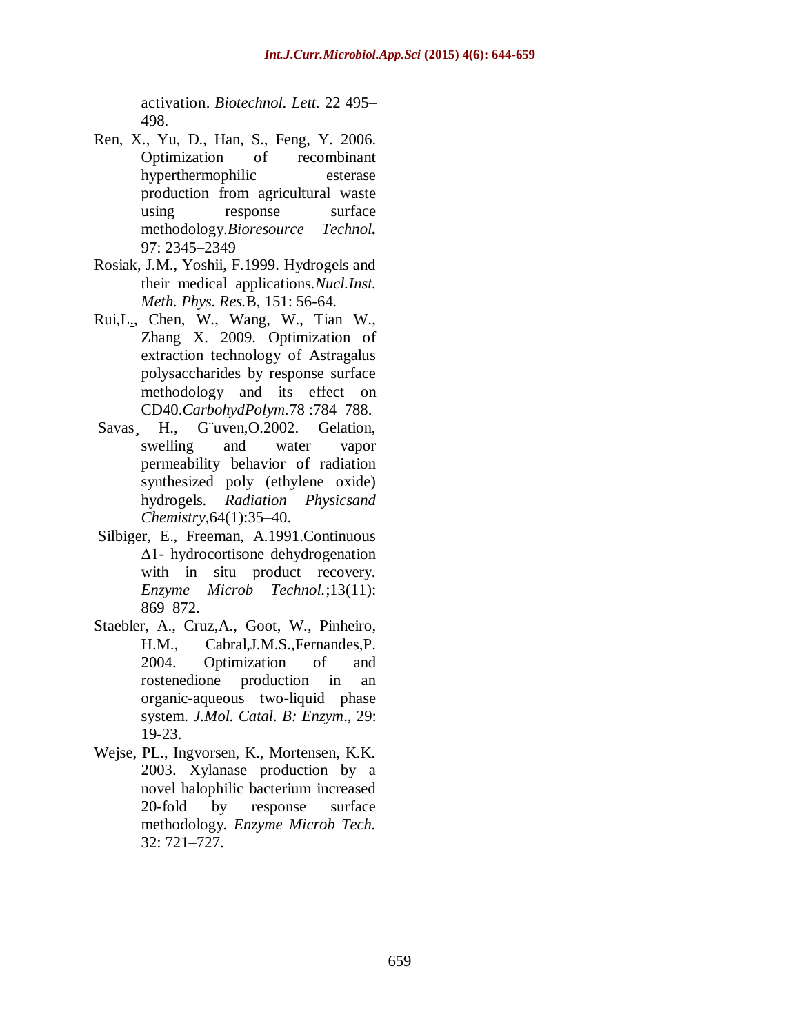activation. *Biotechnol. Lett.* 22 495–498.

Ren, X., Yu, D., Han, S., Feng, Y. 2006. Optimization of recombinant hyperthermophilic esterase production from agricultural waste using response surface methodology.*Bioresource Technol.* 97: 2345–2349

Rosiak, J.M., Yoshii, F.1999. Hydrogels and their medical applications.*Nucl.Inst. Meth. Phys. Res.*B, 151: 56-64.

Rui,L., Chen, W., Wang, W., Tian W., Zhang X. 2009. Optimization of extraction technology of Astragalus polysaccharides by response surface methodology and its effect on CD40.*CarbohydPolym.*78 :784–788.

Savas¸ H., G¨uven,O.2002. Gelation, swelling and water vapor permeability behavior of radiation synthesized poly (ethylene oxide) hydrogels. *Radiation Physicsand Chemistry*,64(1):35–40.

Silbiger, E., Freeman, A.1991.Continuous Δ1- hydrocortisone dehydrogenation with in situ product recovery. *Enzyme Microb Technol.*;13(11): 869–872.

Staebler, A., Cruz,A., Goot, W., Pinheiro, H.M., Cabral,J.M.S.,Fernandes,P. 2004. Optimization of and rostenedione production in an organic-aqueous two-liquid phase system. *J.Mol. Catal. B: Enzym*., 29: 19-23.

Wejse, PL., Ingvorsen, K., Mortensen, K.K. 2003. Xylanase production by a novel halophilic bacterium increased 20-fold by response surface methodology. *Enzyme Microb Tech.* 32: 721–727.